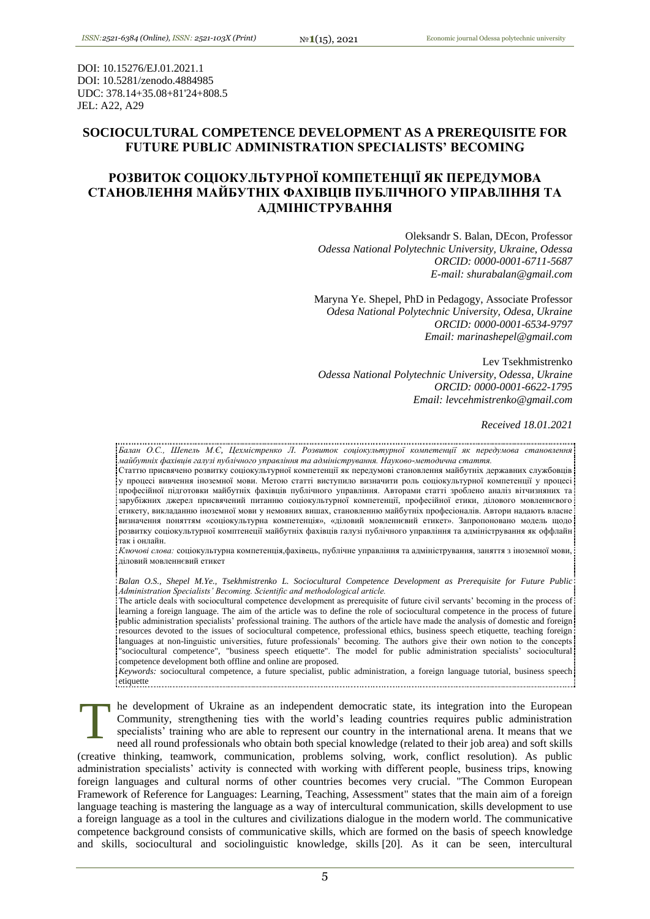DOI: 10.15276/EJ.01.2021.1
DOI: 10.5281/zenodo.4884985
UDC: 378.14+35.08+81'24+808.5
JEL: A22, A29

# SOCIOCULTURAL COMPETENCE DEVELOPMENT AS A PREREQUISITE FOR FUTURE PUBLIC ADMINISTRATION SPECIALISTS' BECOMING

# РОЗВИТОК СОЦІОКУЛЬТУРНОЇ КОМПЕТЕНЦІЇ ЯК ПЕРЕДУМОВА СТАНОВЛЕННЯ МАЙБУТНІХ ФАХІВЦІВ ПУБЛІЧНОГО УПРАВЛІННЯ ТА АДМІНІСТРУВАННЯ

Oleksandr S. Balan, DEcon, Professor
*Odessa National Polytechnic University, Ukraine, Odessa*
*ORCID: 0000-0001-6711-5687*
*E-mail: shurabalan@gmail.com*

Maryna Ye. Shepel, PhD in Pedagogy, Associate Professor
*Odesa National Polytechnic University, Odesa, Ukraine*
*ORCID: 0000-0001-6534-9797*
*Email: marinashepel@gmail.com*

Lev Tsekhmistrenko
*Odessa National Polytechnic University, Odesa, Ukraine*
*ORCID: 0000-0001-6622-1795*
*Email: levcehmistrenko@gmail.com*

*Received 18.01.2021*

*Балан О.С., Шепель М.Є, Цехмістренко Л. Розвиток соціокультурної компетенції як передумова становлення майбутніх фахівців галузі публічного управління та адміністрування. Науково-методична стаття.*
Статтю присвячено розвитку соціокультурної компетенції як передумові становлення майбутніх державних службовців у процесі вивчення іноземної мови. Метою статті виступило визначити роль соціокультурної компетенції у процесі професійної підготовки майбутніх фахівців публічного управління. Авторами статті зроблено аналіз вітчизняних та зарубіжних джерел присвячений питанню соціокультурної компетенції, професійної етики, ділового мовленнєвого етикету, викладанню іноземної мови у немовних вишах, становленню майбутніх професіоналів. Автори надають власне визначення поняттям «соціокультурна компетенція», «діловий мовленнєвий етикет». Запропоновано модель щодо розвитку соціокультурної комптенеції майбутніх фахівців галузі публічного управління та адміністрування як оффлайн так і онлайн.
*Ключові слова:* соціокультурна компетенція,фахівець, публічне управління та адміністрування, заняття з іноземної мови, діловий мовленнєвий етикет

*Balan O.S., Shepel M.Ye., Tsekhmistrenko L. Sociocultural Competence Development as Prerequisite for Future Public Administration Specialists' Becoming. Scientific and methodological article.*
The article deals with sociocultural competence development as prerequisite of future civil servants' becoming in the process of learning a foreign language. The aim of the article was to define the role of sociocultural competence in the process of future public administration specialists' professional training. The authors of the article have made the analysis of domestic and foreign resources devoted to the issues of sociocultural competence, professional ethics, business speech etiquette, teaching foreign languages at non-linguistic universities, future professionals' becoming. The authors give their own notion to the concepts "sociocultural competence", "business speech etiquette". The model for public administration specialists' sociocultural competence development both offline and online are proposed.
*Keywords:* sociocultural competence, a future specialist, public administration, a foreign language tutorial, business speech etiquette

The development of Ukraine as an independent democratic state, its integration into the European Community, strengthening ties with the world's leading countries requires public administration specialists' training who are able to represent our country in the international arena. It means that we need all round professionals who obtain both special knowledge (related to their job area) and soft skills (creative thinking, teamwork, communication, problems solving, work, conflict resolution). As public administration specialists' activity is connected with working with different people, business trips, knowing foreign languages and cultural norms of other countries becomes very crucial. "The Common European Framework of Reference for Languages: Learning, Teaching, Assessment" states that the main aim of a foreign language teaching is mastering the language as a way of intercultural communication, skills development to use a foreign language as a tool in the cultures and civilizations dialogue in the modern world. The communicative competence background consists of communicative skills, which are formed on the basis of speech knowledge and skills, sociocultural and sociolinguistic knowledge, skills [20]. As it can be seen, intercultural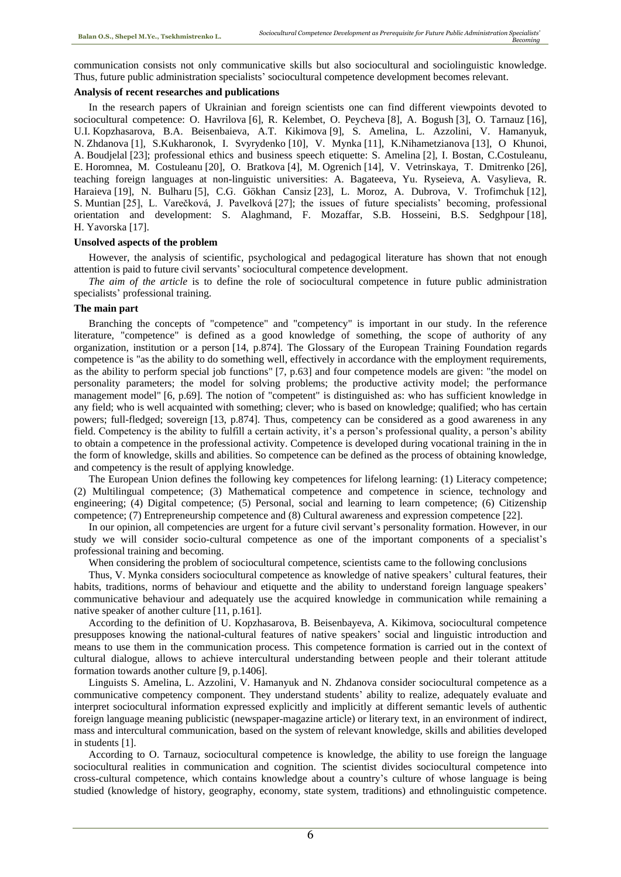communication consists not only communicative skills but also sociocultural and sociolinguistic knowledge. Thus, future public administration specialists' sociocultural competence development becomes relevant.

**Analysis of recent researches and publications**

In the research papers of Ukrainian and foreign scientists one can find different viewpoints devoted to sociocultural competence: O. Havrilova [6], R. Kelembet, O. Peycheva [8], A. Bogush [3], O. Tarnauz [16], U.I. Kopzhasarova, B.A. Beisenbaieva, A.T. Kikimova [9], S. Amelina, L. Azzolini, V. Hamanyuk, N. Zhdanova [1], S.Kukharonok, I. Svyrydenko [10], V. Mynka [11], K.Nihametzianova [13], O Khunoi, A. Boudjelal [23]; professional ethics and business speech etiquette: S. Amelina [2], I. Bostan, C.Costuleanu, E. Horomnea, M. Costuleanu [20], O. Bratkova [4], M. Ogrenich [14], V. Vetrinskaya, T. Dmitrenko [26], teaching foreign languages at non-linguistic universities: A. Bagateeva, Yu. Ryseieva, A. Vasylieva, R. Haraieva [19], N. Bulharu [5], C.G. Gökhan Cansiz [23], L. Moroz, A. Dubrova, V. Trofimchuk [12], S. Muntian [25], L. Varečková, J. Pavelková [27]; the issues of future specialists' becoming, professional orientation and development: S. Alaghmand, F. Mozaffar, S.B. Hosseini, B.S. Sedghpour [18], H. Yavorska [17].

**Unsolved aspects of the problem**

However, the analysis of scientific, psychological and pedagogical literature has shown that not enough attention is paid to future civil servants' sociocultural competence development.

*The aim of the article* is to define the role of sociocultural competence in future public administration specialists' professional training.

**The main part**

Branching the concepts of "competence" and "competency" is important in our study. In the reference literature, "competence" is defined as a good knowledge of something, the scope of authority of any organization, institution or a person [14, p.874]. The Glossary of the European Training Foundation regards competence is "as the ability to do something well, effectively in accordance with the employment requirements, as the ability to perform special job functions" [7, p.63] and four competence models are given: "the model on personality parameters; the model for solving problems; the productive activity model; the performance management model" [6, p.69]. The notion of "competent" is distinguished as: who has sufficient knowledge in any field; who is well acquainted with something; clever; who is based on knowledge; qualified; who has certain powers; full-fledged; sovereign [13, p.874]. Thus, competency can be considered as a good awareness in any field. Competency is the ability to fulfill a certain activity, it's a person's professional quality, a person's ability to obtain a competence in the professional activity. Competence is developed during vocational training in the in the form of knowledge, skills and abilities. So competence can be defined as the process of obtaining knowledge, and competency is the result of applying knowledge.

The European Union defines the following key competences for lifelong learning: (1) Literacy competence; (2) Multilingual competence; (3) Mathematical competence and competence in science, technology and engineering; (4) Digital competence; (5) Personal, social and learning to learn competence; (6) Citizenship competence; (7) Entrepreneurship competence and (8) Cultural awareness and expression competence [22].

In our opinion, all competencies are urgent for a future civil servant's personality formation. However, in our study we will consider socio-cultural competence as one of the important components of a specialist's professional training and becoming.

When considering the problem of sociocultural competence, scientists came to the following conclusions

Thus, V. Mynka considers sociocultural competence as knowledge of native speakers' cultural features, their habits, traditions, norms of behaviour and etiquette and the ability to understand foreign language speakers' communicative behaviour and adequately use the acquired knowledge in communication while remaining a native speaker of another culture [11, p.161].

According to the definition of U. Kopzhasarova, B. Beisenbayeva, A. Kikimova, sociocultural competence presupposes knowing the national-cultural features of native speakers' social and linguistic introduction and means to use them in the communication process. This competence formation is carried out in the context of cultural dialogue, allows to achieve intercultural understanding between people and their tolerant attitude formation towards another culture [9, p.1406].

Linguists S. Amelina, L. Azzolini, V. Hamanyuk and N. Zhdanova consider sociocultural competence as a communicative competency component. They understand students' ability to realize, adequately evaluate and interpret sociocultural information expressed explicitly and implicitly at different semantic levels of authentic foreign language meaning publicistic (newspaper-magazine article) or literary text, in an environment of indirect, mass and intercultural communication, based on the system of relevant knowledge, skills and abilities developed in students [1].

According to O. Tarnauz, sociocultural competence is knowledge, the ability to use foreign the language sociocultural realities in communication and cognition. The scientist divides sociocultural competence into cross-cultural competence, which contains knowledge about a country's culture of whose language is being studied (knowledge of history, geography, economy, state system, traditions) and ethnolinguistic competence.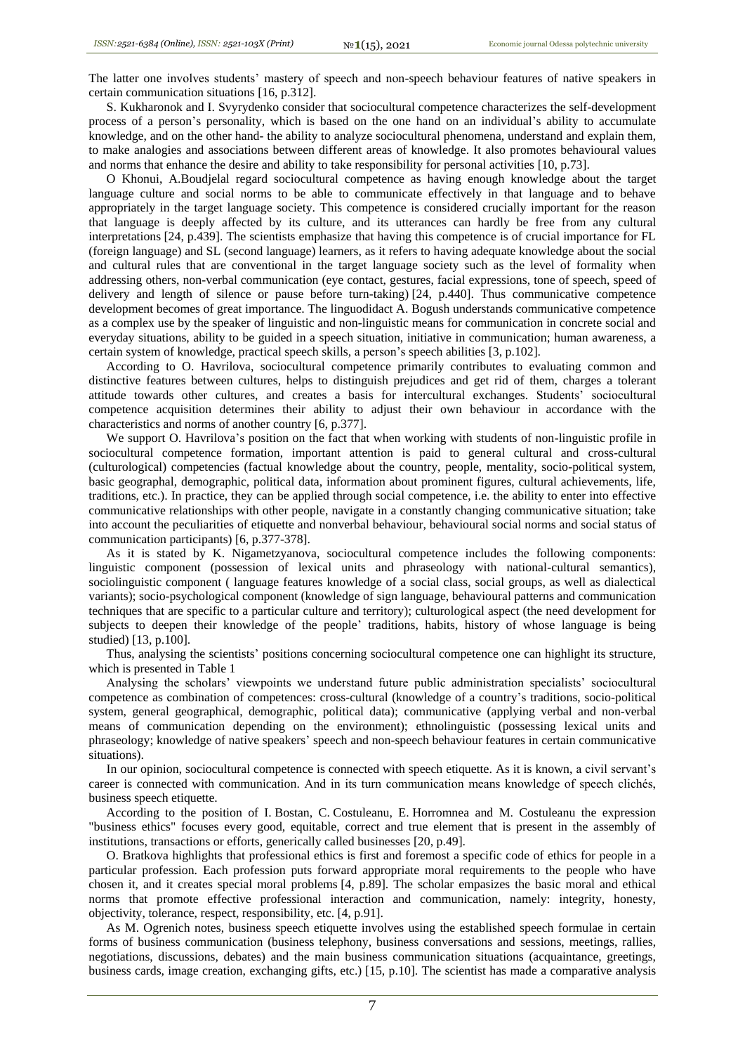The latter one involves students' mastery of speech and non-speech behaviour features of native speakers in certain communication situations [16, p.312].

S. Kukharonok and I. Svyrydenko consider that sociocultural competence characterizes the self-development process of a person's personality, which is based on the one hand on an individual's ability to accumulate knowledge, and on the other hand- the ability to analyze sociocultural phenomena, understand and explain them, to make analogies and associations between different areas of knowledge. It also promotes behavioural values and norms that enhance the desire and ability to take responsibility for personal activities [10, p.73].

O Khonui, A.Boudjelal regard sociocultural competence as having enough knowledge about the target language culture and social norms to be able to communicate effectively in that language and to behave appropriately in the target language society. This competence is considered crucially important for the reason that language is deeply affected by its culture, and its utterances can hardly be free from any cultural interpretations [24, p.439]. The scientists emphasize that having this competence is of crucial importance for FL (foreign language) and SL (second language) learners, as it refers to having adequate knowledge about the social and cultural rules that are conventional in the target language society such as the level of formality when addressing others, non-verbal communication (eye contact, gestures, facial expressions, tone of speech, speed of delivery and length of silence or pause before turn-taking) [24, p.440]. Thus communicative competence development becomes of great importance. The linguodidact A. Bogush understands communicative competence as a complex use by the speaker of linguistic and non-linguistic means for communication in concrete social and everyday situations, ability to be guided in a speech situation, initiative in communication; human awareness, a certain system of knowledge, practical speech skills, a person's speech abilities [3, p.102].

According to O. Havrilova, sociocultural competence primarily contributes to evaluating common and distinctive features between cultures, helps to distinguish prejudices and get rid of them, charges a tolerant attitude towards other cultures, and creates a basis for intercultural exchanges. Students' sociocultural competence acquisition determines their ability to adjust their own behaviour in accordance with the characteristics and norms of another country [6, p.377].

We support O. Havrilova's position on the fact that when working with students of non-linguistic profile in sociocultural competence formation, important attention is paid to general cultural and cross-cultural (culturological) competencies (factual knowledge about the country, people, mentality, socio-political system, basic geographal, demographic, political data, information about prominent figures, cultural achievements, life, traditions, etc.). In practice, they can be applied through social competence, i.e. the ability to enter into effective communicative relationships with other people, navigate in a constantly changing communicative situation; take into account the peculiarities of etiquette and nonverbal behaviour, behavioural social norms and social status of communication participants) [6, p.377-378].

As it is stated by K. Nigametzyanova, sociocultural competence includes the following components: linguistic component (possession of lexical units and phraseology with national-cultural semantics), sociolinguistic component ( language features knowledge of a social class, social groups, as well as dialectical variants); socio-psychological component (knowledge of sign language, behavioural patterns and communication techniques that are specific to a particular culture and territory); culturological aspect (the need development for subjects to deepen their knowledge of the people' traditions, habits, history of whose language is being studied) [13, p.100].

Thus, analysing the scientists' positions concerning sociocultural competence one can highlight its structure, which is presented in Table 1

Analysing the scholars' viewpoints we understand future public administration specialists' sociocultural competence as combination of competences: cross-cultural (knowledge of a country's traditions, socio-political system, general geographical, demographic, political data); communicative (applying verbal and non-verbal means of communication depending on the environment); ethnolinguistic (possessing lexical units and phraseology; knowledge of native speakers' speech and non-speech behaviour features in certain communicative situations).

In our opinion, sociocultural competence is connected with speech etiquette. As it is known, a civil servant's career is connected with communication. And in its turn communication means knowledge of speech clichés, business speech etiquette.

According to the position of I. Bostan, C. Costuleanu, E. Horromnea and M. Costuleanu the expression "business ethics" focuses every good, equitable, correct and true element that is present in the assembly of institutions, transactions or efforts, generically called businesses [20, p.49].

O. Bratkova highlights that professional ethics is first and foremost a specific code of ethics for people in a particular profession. Each profession puts forward appropriate moral requirements to the people who have chosen it, and it creates special moral problems [4, p.89]. The scholar empasizes the basic moral and ethical norms that promote effective professional interaction and communication, namely: integrity, honesty, objectivity, tolerance, respect, responsibility, etc. [4, p.91].

As M. Ogrenich notes, business speech etiquette involves using the established speech formulae in certain forms of business communication (business telephony, business conversations and sessions, meetings, rallies, negotiations, discussions, debates) and the main business communication situations (acquaintance, greetings, business cards, image creation, exchanging gifts, etc.) [15, p.10]. The scientist has made a comparative analysis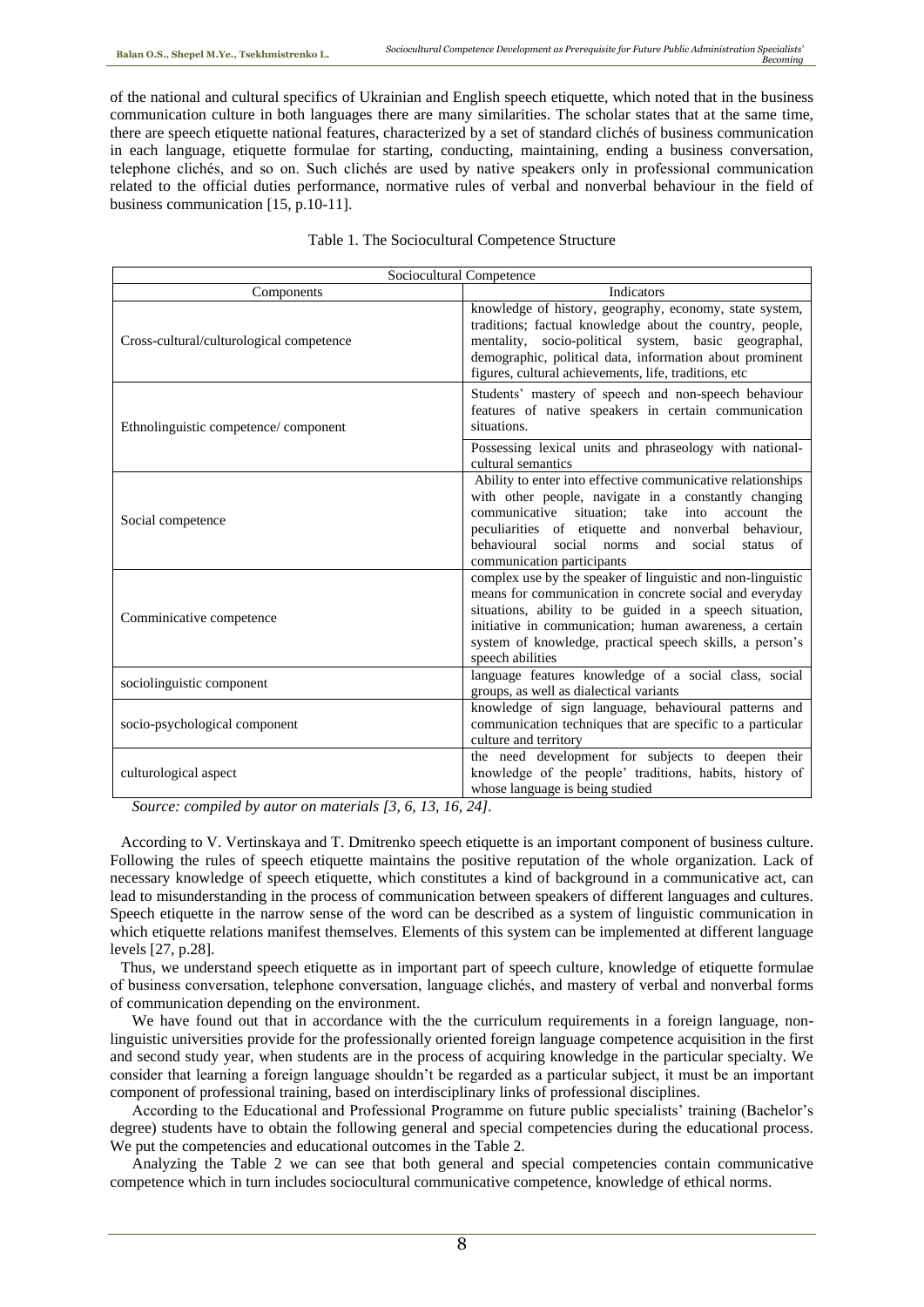of the national and cultural specifics of Ukrainian and English speech etiquette, which noted that in the business communication culture in both languages there are many similarities. The scholar states that at the same time, there are speech etiquette national features, characterized by a set of standard clichés of business communication in each language, etiquette formulae for starting, conducting, maintaining, ending a business conversation, telephone clichés, and so on. Such clichés are used by native speakers only in professional communication related to the official duties performance, normative rules of verbal and nonverbal behaviour in the field of business communication [15, p.10-11].

Table 1. The Sociocultural Competence Structure

| Sociocultural Competence | |
|---|---|
| Components | Indicators |
| Cross-cultural/culturological competence | knowledge of history, geography, economy, state system, traditions; factual knowledge about the country, people, mentality, socio-political system, basic geographal, demographic, political data, information about prominent figures, cultural achievements, life, traditions, etc |
| Ethnolinguistic competence/ component | Students' mastery of speech and non-speech behaviour features of native speakers in certain communication situations. |
| | Possessing lexical units and phraseology with national-cultural semantics |
| Social competence | Ability to enter into effective communicative relationships with other people, navigate in a constantly changing communicative situation; take into account the peculiarities of etiquette and nonverbal behaviour, behavioural social norms and social status of communication participants |
| Comminicative competence | complex use by the speaker of linguistic and non-linguistic means for communication in concrete social and everyday situations, ability to be guided in a speech situation, initiative in communication; human awareness, a certain system of knowledge, practical speech skills, a person's speech abilities |
| sociolinguistic component | language features knowledge of a social class, social groups, as well as dialectical variants |
| socio-psychological component | knowledge of sign language, behavioural patterns and communication techniques that are specific to a particular culture and territory |
| culturological aspect | the need development for subjects to deepen their knowledge of the people' traditions, habits, history of whose language is being studied |

*Source: compiled by autor on materials [3, 6, 13, 16, 24].*

According to V. Vertinskaya and T. Dmitrenko speech etiquette is an important component of business culture. Following the rules of speech etiquette maintains the positive reputation of the whole organization. Lack of necessary knowledge of speech etiquette, which constitutes a kind of background in a communicative act, can lead to misunderstanding in the process of communication between speakers of different languages and cultures. Speech etiquette in the narrow sense of the word can be described as a system of linguistic communication in which etiquette relations manifest themselves. Elements of this system can be implemented at different language levels [27, p.28].

Thus, we understand speech etiquette as in important part of speech culture, knowledge of etiquette formulae of business conversation, telephone conversation, language clichés, and mastery of verbal and nonverbal forms of communication depending on the environment.

We have found out that in accordance with the the curriculum requirements in a foreign language, non-linguistic universities provide for the professionally oriented foreign language competence acquisition in the first and second study year, when students are in the process of acquiring knowledge in the particular specialty. We consider that learning a foreign language shouldn't be regarded as a particular subject, it must be an important component of professional training, based on interdisciplinary links of professional disciplines.

According to the Educational and Professional Programme on future public specialists' training (Bachelor's degree) students have to obtain the following general and special competencies during the educational process. We put the competencies and educational outcomes in the Table 2.

Analyzing the Table 2 we can see that both general and special competencies contain communicative competence which in turn includes sociocultural communicative competence, knowledge of ethical norms.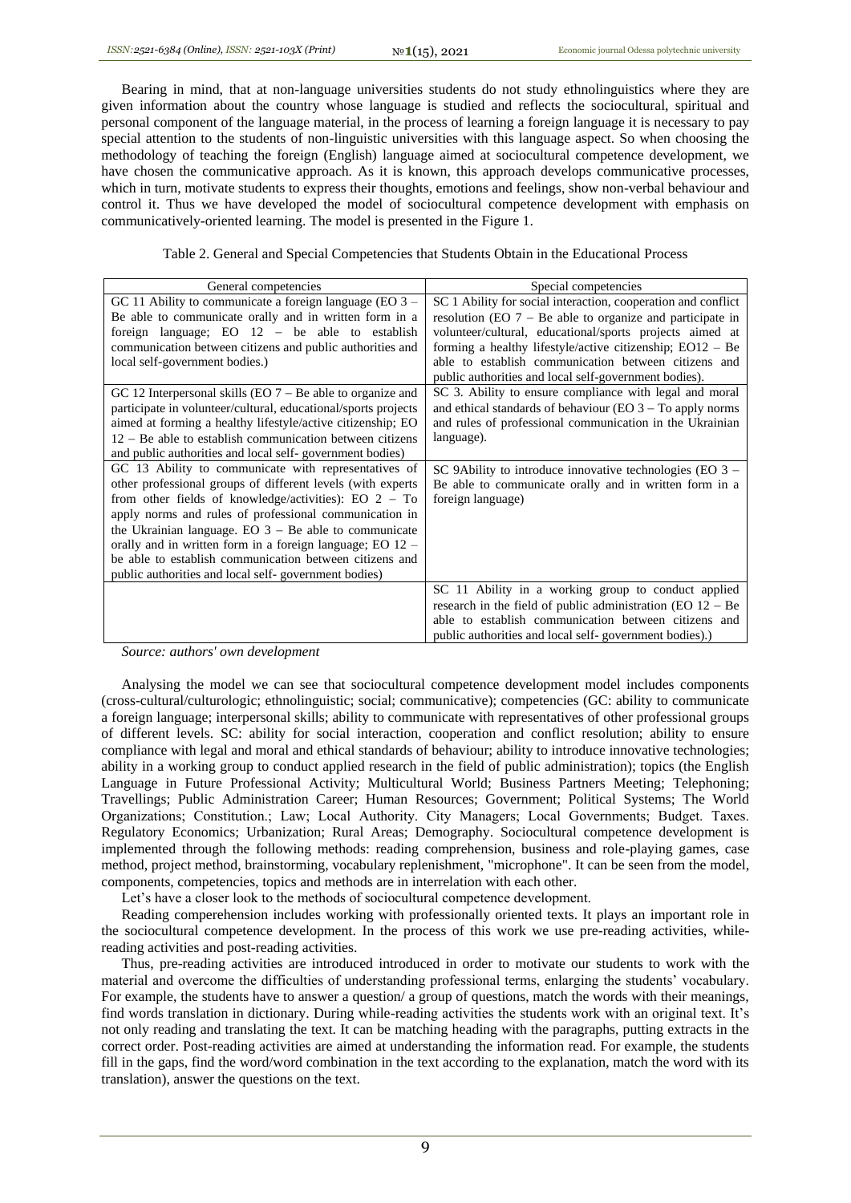Bearing in mind, that at non-language universities students do not study ethnolinguistics where they are given information about the country whose language is studied and reflects the sociocultural, spiritual and personal component of the language material, in the process of learning a foreign language it is necessary to pay special attention to the students of non-linguistic universities with this language aspect. So when choosing the methodology of teaching the foreign (English) language aimed at sociocultural competence development, we have chosen the communicative approach. As it is known, this approach develops communicative processes, which in turn, motivate students to express their thoughts, emotions and feelings, show non-verbal behaviour and control it. Thus we have developed the model of sociocultural competence development with emphasis on communicatively-oriented learning. The model is presented in the Figure 1.

Table 2. General and Special Competencies that Students Obtain in the Educational Process

| General competencies | Special competencies |
|---|---|
| GC 11 Ability to communicate a foreign language (EO 3 – Be able to communicate orally and in written form in a foreign language; EO 12 – be able to establish communication between citizens and public authorities and local self-government bodies.) | SC 1 Ability for social interaction, cooperation and conflict resolution (EO 7 – Be able to organize and participate in volunteer/cultural, educational/sports projects aimed at forming a healthy lifestyle/active citizenship; EO12 – Be able to establish communication between citizens and public authorities and local self-government bodies). |
| GC 12 Interpersonal skills (EO 7 – Be able to organize and participate in volunteer/cultural, educational/sports projects aimed at forming a healthy lifestyle/active citizenship; EO 12 – Be able to establish communication between citizens and public authorities and local self- government bodies) | SC 3. Ability to ensure compliance with legal and moral and ethical standards of behaviour (EO 3 – To apply norms and rules of professional communication in the Ukrainian language). |
| GC 13 Ability to communicate with representatives of other professional groups of different levels (with experts from other fields of knowledge/activities): EO 2 – To apply norms and rules of professional communication in the Ukrainian language. EO 3 – Be able to communicate orally and in written form in a foreign language; EO 12 – be able to establish communication between citizens and public authorities and local self- government bodies) | SC 9Ability to introduce innovative technologies (EO 3 – Be able to communicate orally and in written form in a foreign language) |
| | SC 11 Ability in a working group to conduct applied research in the field of public administration (EO 12 – Be able to establish communication between citizens and public authorities and local self- government bodies).) |

*Source: authors' own development*

Analysing the model we can see that sociocultural competence development model includes components (cross-cultural/culturologic; ethnolinguistic; social; communicative); competencies (GC: ability to communicate a foreign language; interpersonal skills; ability to communicate with representatives of other professional groups of different levels. SC: ability for social interaction, cooperation and conflict resolution; ability to ensure compliance with legal and moral and ethical standards of behaviour; ability to introduce innovative technologies; ability in a working group to conduct applied research in the field of public administration); topics (the English Language in Future Professional Activity; Multicultural World; Business Partners Meeting; Telephoning; Travellings; Public Administration Career; Human Resources; Government; Political Systems; The World Organizations; Constitution.; Law; Local Authority. City Managers; Local Governments; Budget. Taxes. Regulatory Economics; Urbanization; Rural Areas; Demography. Sociocultural competence development is implemented through the following methods: reading comprehension, business and role-playing games, case method, project method, brainstorming, vocabulary replenishment, "microphone". It can be seen from the model, components, competencies, topics and methods are in interrelation with each other.

Let's have a closer look to the methods of sociocultural competence development.

Reading comperehension includes working with professionally oriented texts. It plays an important role in the sociocultural competence development. In the process of this work we use pre-reading activities, while-reading activities and post-reading activities.

Thus, pre-reading activities are introduced introduced in order to motivate our students to work with the material and overcome the difficulties of understanding professional terms, enlarging the students' vocabulary. For example, the students have to answer a question/ a group of questions, match the words with their meanings, find words translation in dictionary. During while-reading activities the students work with an original text. It's not only reading and translating the text. It can be matching heading with the paragraphs, putting extracts in the correct order. Post-reading activities are aimed at understanding the information read. For example, the students fill in the gaps, find the word/word combination in the text according to the explanation, match the word with its translation), answer the questions on the text.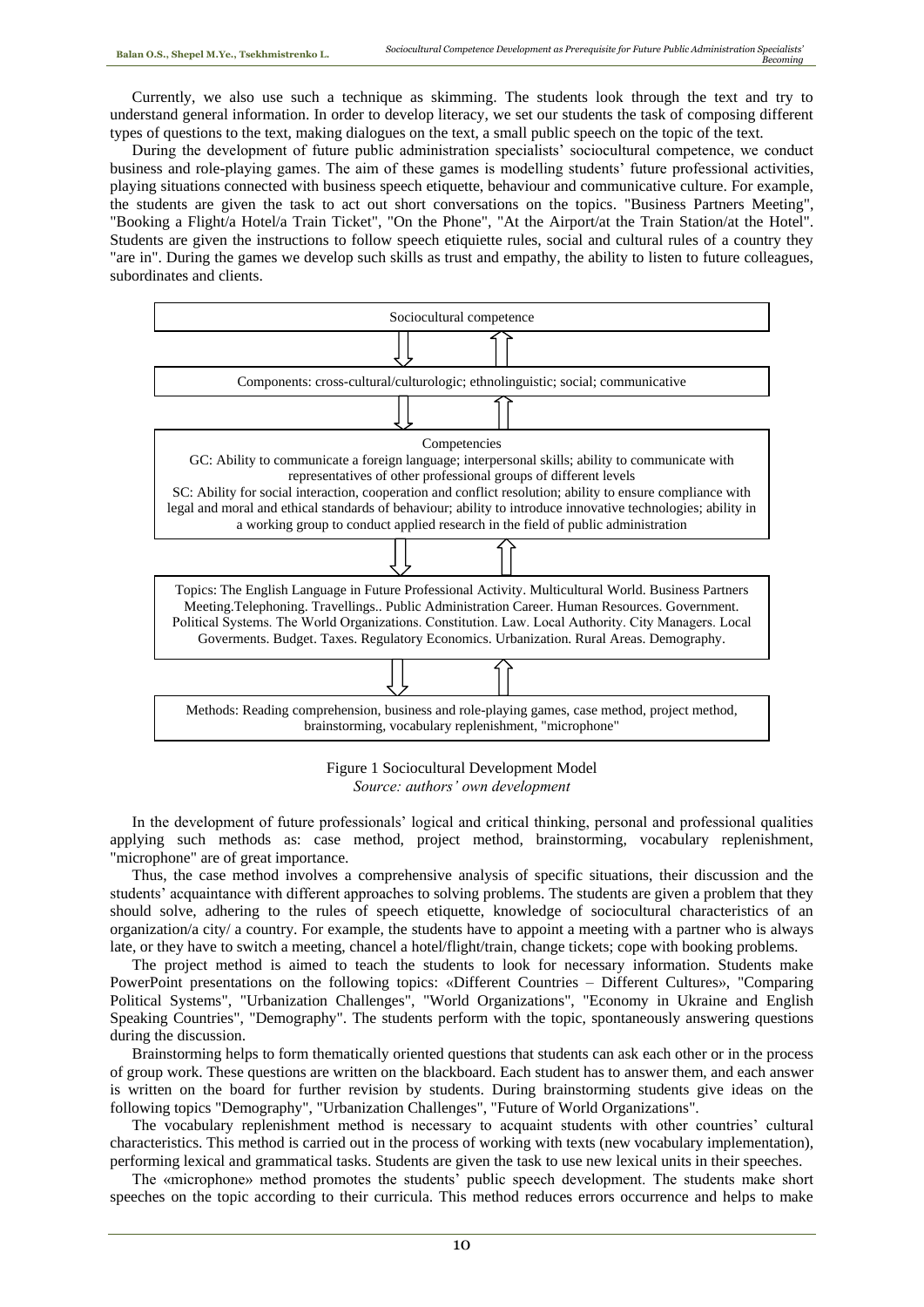Currently, we also use such a technique as skimming. The students look through the text and try to understand general information. In order to develop literacy, we set our students the task of composing different types of questions to the text, making dialogues on the text, a small public speech on the topic of the text.

During the development of future public administration specialists' sociocultural competence, we conduct business and role-playing games. The aim of these games is modelling students' future professional activities, playing situations connected with business speech etiquette, behaviour and communicative culture. For example, the students are given the task to act out short conversations on the topics. "Business Partners Meeting", "Booking a Flight/a Hotel/a Train Ticket", "On the Phone", "At the Airport/at the Train Station/at the Hotel". Students are given the instructions to follow speech etiquiette rules, social and cultural rules of a country they "are in". During the games we develop such skills as trust and empathy, the ability to listen to future colleagues, subordinates and clients.

| Sociocultural competence |
|---|
| ⇩ ⇧ |
| Components: cross-cultural/culturologic; ethnolinguistic; social; communicative |
| ⇩ ⇧ |
| Competencies<br>GC: Ability to communicate a foreign language; interpersonal skills; ability to communicate with representatives of other professional groups of different levels<br>SC: Ability for social interaction, cooperation and conflict resolution; ability to ensure compliance with legal and moral and ethical standards of behaviour; ability to introduce innovative technologies; ability in a working group to conduct applied research in the field of public administration |
| ⇩ ⇧ |
| Topics: The English Language in Future Professional Activity. Multicultural World. Business Partners Meeting.Telephoning. Travellings.. Public Administration Career. Human Resources. Government. Political Systems. The World Organizations. Constitution. Law. Local Authority. City Managers. Local Goverments. Budget. Taxes. Regulatory Economics. Urbanization. Rural Areas. Demography. |
| ⇩ ⇧ |
| Methods: Reading comprehension, business and role-playing games, case method, project method, brainstorming, vocabulary replenishment, "microphone" |

Figure 1 Sociocultural Development Model
*Source: authors' own development*

In the development of future professionals' logical and critical thinking, personal and professional qualities applying such methods as: case method, project method, brainstorming, vocabulary replenishment, "microphone" are of great importance.

Thus, the case method involves a comprehensive analysis of specific situations, their discussion and the students' acquaintance with different approaches to solving problems. The students are given a problem that they should solve, adhering to the rules of speech etiquette, knowledge of sociocultural characteristics of an organization/a city/ a country. For example, the students have to appoint a meeting with a partner who is always late, or they have to switch a meeting, chancel a hotel/flight/train, change tickets; cope with booking problems.

The project method is aimed to teach the students to look for necessary information. Students make PowerPoint presentations on the following topics: «Different Countries – Different Cultures», "Comparing Political Systems", "Urbanization Challenges", "World Organizations", "Economy in Ukraine and English Speaking Countries", "Demography". The students perform with the topic, spontaneously answering questions during the discussion.

Brainstorming helps to form thematically oriented questions that students can ask each other or in the process of group work. These questions are written on the blackboard. Each student has to answer them, and each answer is written on the board for further revision by students. During brainstorming students give ideas on the following topics "Demography", "Urbanization Challenges", "Future of World Organizations".

The vocabulary replenishment method is necessary to acquaint students with other countries' cultural characteristics. This method is carried out in the process of working with texts (new vocabulary implementation), performing lexical and grammatical tasks. Students are given the task to use new lexical units in their speeches.

The «microphone» method promotes the students' public speech development. The students make short speeches on the topic according to their curricula. This method reduces errors occurrence and helps to make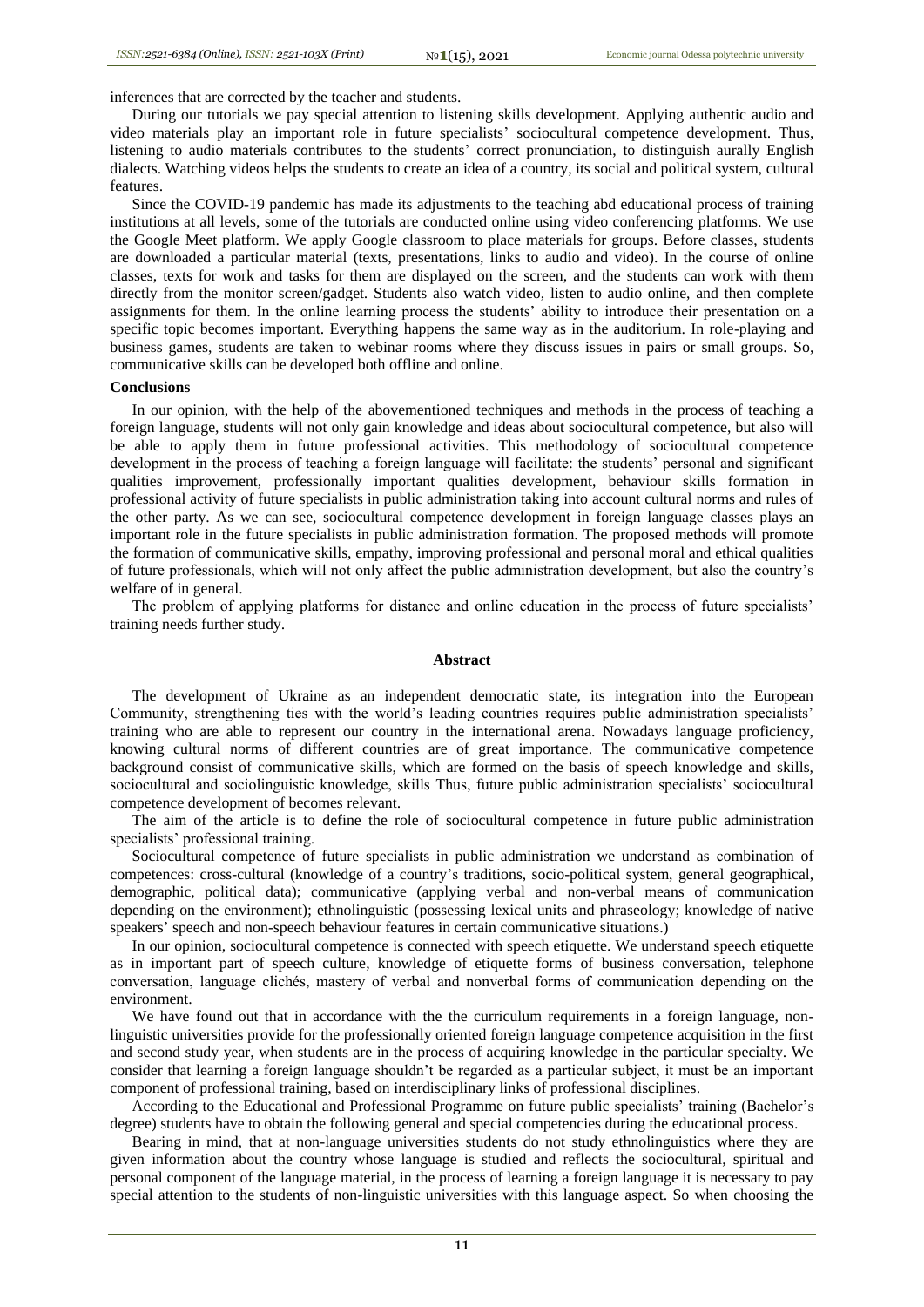inferences that are corrected by the teacher and students.

During our tutorials we pay special attention to listening skills development. Applying authentic audio and video materials play an important role in future specialists' sociocultural competence development. Thus, listening to audio materials contributes to the students' correct pronunciation, to distinguish aurally English dialects. Watching videos helps the students to create an idea of a country, its social and political system, cultural features.

Since the COVID-19 pandemic has made its adjustments to the teaching abd educational process of training institutions at all levels, some of the tutorials are conducted online using video conferencing platforms. We use the Google Meet platform. We apply Google classroom to place materials for groups. Before classes, students are downloaded a particular material (texts, presentations, links to audio and video). In the course of online classes, texts for work and tasks for them are displayed on the screen, and the students can work with them directly from the monitor screen/gadget. Students also watch video, listen to audio online, and then complete assignments for them. In the online learning process the students' ability to introduce their presentation on a specific topic becomes important. Everything happens the same way as in the auditorium. In role-playing and business games, students are taken to webinar rooms where they discuss issues in pairs or small groups. So, communicative skills can be developed both offline and online.

**Conclusions**

In our opinion, with the help of the abovementioned techniques and methods in the process of teaching a foreign language, students will not only gain knowledge and ideas about sociocultural competence, but also will be able to apply them in future professional activities. This methodology of sociocultural competence development in the process of teaching a foreign language will facilitate: the students' personal and significant qualities improvement, professionally important qualities development, behaviour skills formation in professional activity of future specialists in public administration taking into account cultural norms and rules of the other party. As we can see, sociocultural competence development in foreign language classes plays an important role in the future specialists in public administration formation. The proposed methods will promote the formation of communicative skills, empathy, improving professional and personal moral and ethical qualities of future professionals, which will not only affect the public administration development, but also the country's welfare of in general.

The problem of applying platforms for distance and online education in the process of future specialists' training needs further study.

## Abstract

The development of Ukraine as an independent democratic state, its integration into the European Community, strengthening ties with the world's leading countries requires public administration specialists' training who are able to represent our country in the international arena. Nowadays language proficiency, knowing cultural norms of different countries are of great importance. The communicative competence background consist of communicative skills, which are formed on the basis of speech knowledge and skills, sociocultural and sociolinguistic knowledge, skills Thus, future public administration specialists' sociocultural competence development of becomes relevant.

The aim of the article is to define the role of sociocultural competence in future public administration specialists' professional training.

Sociocultural competence of future specialists in public administration we understand as combination of competences: cross-cultural (knowledge of a country's traditions, socio-political system, general geographical, demographic, political data); communicative (applying verbal and non-verbal means of communication depending on the environment); ethnolinguistic (possessing lexical units and phraseology; knowledge of native speakers' speech and non-speech behaviour features in certain communicative situations.)

In our opinion, sociocultural competence is connected with speech etiquette. We understand speech etiquette as in important part of speech culture, knowledge of etiquette forms of business conversation, telephone conversation, language clichés, mastery of verbal and nonverbal forms of communication depending on the environment.

We have found out that in accordance with the the curriculum requirements in a foreign language, non-linguistic universities provide for the professionally oriented foreign language competence acquisition in the first and second study year, when students are in the process of acquiring knowledge in the particular specialty. We consider that learning a foreign language shouldn't be regarded as a particular subject, it must be an important component of professional training, based on interdisciplinary links of professional disciplines.

According to the Educational and Professional Programme on future public specialists' training (Bachelor's degree) students have to obtain the following general and special competencies during the educational process.

Bearing in mind, that at non-language universities students do not study ethnolinguistics where they are given information about the country whose language is studied and reflects the sociocultural, spiritual and personal component of the language material, in the process of learning a foreign language it is necessary to pay special attention to the students of non-linguistic universities with this language aspect. So when choosing the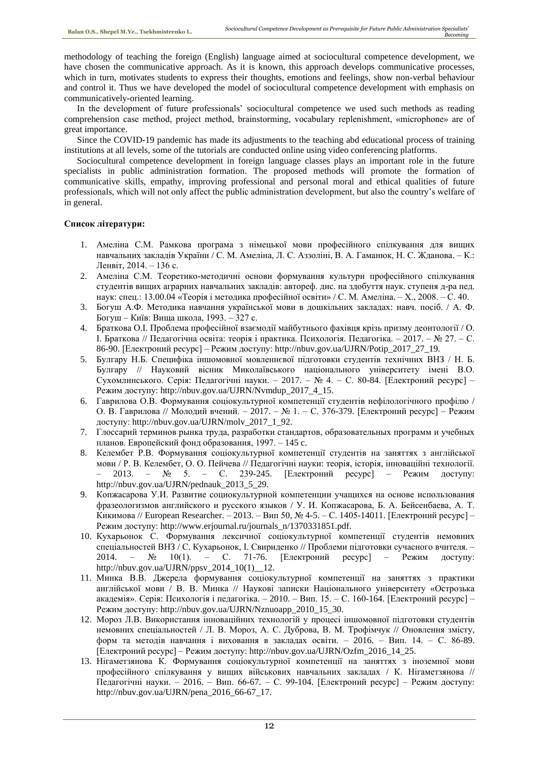methodology of teaching the foreign (English) language aimed at sociocultural competence development, we have chosen the communicative approach. As it is known, this approach develops communicative processes, which in turn, motivates students to express their thoughts, emotions and feelings, show non-verbal behaviour and control it. Thus we have developed the model of sociocultural competence development with emphasis on communicatively-oriented learning.

In the development of future professionals' sociocultural competence we used such methods as reading comprehension case method, project method, brainstorming, vocabulary replenishment, «microphone» are of great importance.

Since the COVID-19 pandemic has made its adjustments to the teaching abd educational process of training institutions at all levels, some of the tutorials are conducted online using video conferencing platforms.

Sociocultural competence development in foreign language classes plays an important role in the future specialists in public administration formation. The proposed methods will promote the formation of communicative skills, empathy, improving professional and personal moral and ethical qualities of future professionals, which will not only affect the public administration development, but also the country's welfare of in general.

**Список літератури:**

1. Амеліна С.М. Рамкова програма з німецької мови професійного спілкування для вищих навчальних закладів України / С. М. Амеліна, Л. С. Аззоліні, В. А. Гаманюк, Н. С. Жданова. – К.: Ленвіт, 2014. – 136 с.
2. Амеліна С.М. Теоретико-методичні основи формування культури професійного спілкування студентів вищих аграрних навчальних закладів: автореф. дис. на здобуття наук. ступеня д-ра пед. наук: спец.: 13.00.04 «Теорія і методика професійної освіти» / С. М. Амеліна. – Х., 2008. – С. 40.
3. Богуш А.Ф. Методика навчання української мови в дошкільних закладах: навч. посіб. / А. Ф. Богуш – Київ: Вища школа, 1993. – 327 с.
4. Браткова О.І. Проблема професійної взаємодії майбутнього фахівця крізь призму деонтології / О. І. Браткова // Педагогічна освіта: теорія і практика. Психологія. Педагогіка. – 2017. – № 27. – С. 86-90. [Електроний ресурс] – Режим доступу: http://nbuv.gov.ua/UJRN/Potip_2017_27_19.
5. Булгару Н.Б. Специфіка іншомовної мовленнєвої підготовки студентів технічних ВНЗ / Н. Б. Булгару // Науковий вісник Миколаївського національного університету імені В.О. Сухомлинського. Серія: Педагогічні науки. – 2017. – № 4. – С. 80-84. [Електроний ресурс] – Режим доступу: http://nbuv.gov.ua/UJRN/Nvmdup_2017_4_15.
6. Гаврилова О.В. Формування соціокультурної компетенції студентів нефілологічного профілю / О. В. Гаврилова // Молодий вчений. – 2017. – № 1. – С. 376-379. [Електроний ресурс] – Режим доступу: http://nbuv.gov.ua/UJRN/molv_2017_1_92.
7. Глоссарий терминов рынка труда, разработки стандартов, образовательных программ и учебных планов. Европейский фонд образования, 1997. – 145 с.
8. Келембет Р.В. Формування соціокультурної компетенції студентів на заняттях з англійської мови / Р. В. Келембет, О. О. Пейчева // Педагогічні науки: теорія, історія, інноваційні технології. – 2013. – № 5. – С. 239-245. [Електроний ресурс] – Режим доступу: http://nbuv.gov.ua/UJRN/pednauk_2013_5_29.
9. Копжасарова У.И. Развитие социокультурной компетенции учащихся на основе использования фразеологизмов английского и русского языков / У. И. Копжасарова, Б. А. Бейсенбаева, А. Т. Кикимова // European Researcher. – 2013. – Вип 50, № 4-5. – С. 1405-14011. [Електроний ресурс] – Режим доступу: http://www.erjournal.ru/journals_n/1370331851.pdf.
10. Кухарьонок С. Формування лексичної соціокультурної компетенції студентів немовних спеціальностей ВНЗ / С. Кухарьонок, І. Свириденко // Проблеми підготовки сучасного вчителя. – 2014. – № 10(1). – С. 71-76. [Електроний ресурс] – Режим доступу: http://nbuv.gov.ua/UJRN/ppsv_2014_10(1)__12.
11. Минка В.В. Джерела формування соціокультурної компетенції на заняттях з практики англійської мови / В. В. Минка // Наукові записки Національного університету «Острозька академія». Серія: Психологія і педагогіка. – 2010. – Вип. 15. – С. 160-164. [Електроний ресурс] – Режим доступу: http://nbuv.gov.ua/UJRN/Nznuoapp_2010_15_30.
12. Мороз Л.В. Використання інноваційних технологій у процесі іншомовної підготовки студентів немовних спеціальностей / Л. В. Мороз, А. С. Дуброва, В. М. Трофімчук // Оновлення змісту, форм та методів навчання і виховання в закладах освіти. – 2016. – Вип. 14. – С. 86-89. [Електроний ресурс] – Режим доступу: http://nbuv.gov.ua/UJRN/Ozfm_2016_14_25.
13. Нігаметзянова К. Формування соціокультурної компетенції на заняттях з іноземної мови професійного спілкування у вищих військових навчальних закладах / К. Нігаметзянова // Педагогічні науки. – 2016. – Вип. 66-67. – С. 99-104. [Електроний ресурс] – Режим доступу: http://nbuv.gov.ua/UJRN/pena_2016_66-67_17.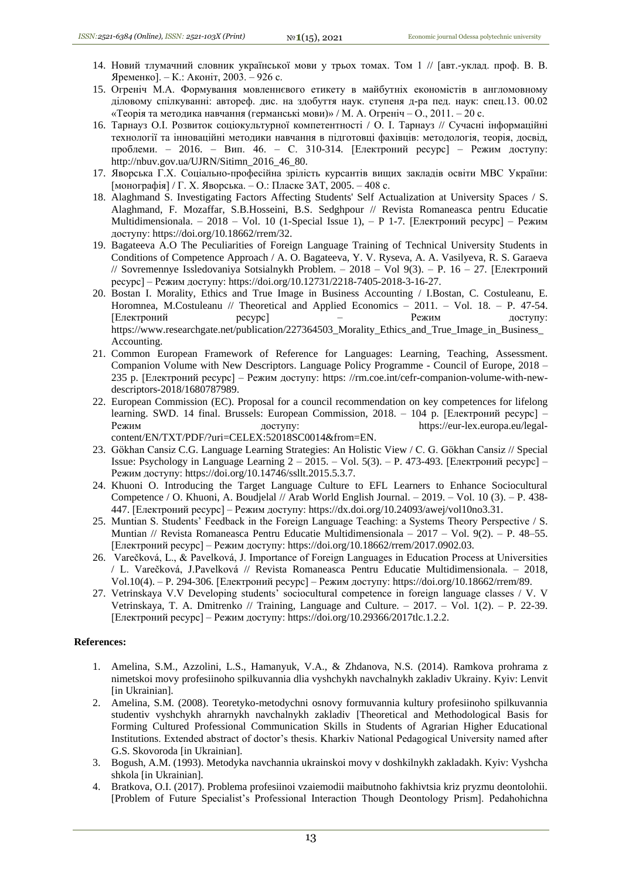14. Новий тлумачний словник української мови у трьох томах. Том 1 // [авт.-уклад. проф. В. В. Яременко]. – К.: Аконіт, 2003. – 926 с.
15. Огреніч М.А. Формування мовленнєвого етикету в майбутніх економістів в англомовному діловому спілкуванні: автореф. дис. на здобуття наук. ступеня д-ра пед. наук: спец.13. 00.02 «Теорія та методика навчання (германські мови)» / М. А. Огреніч – О., 2011. – 20 с.
16. Тарнауз О.І. Розвиток соціокультурної компетентності / О. І. Тарнауз // Сучасні інформаційні технології та інноваційні методики навчання в підготовці фахівців: методологія, теорія, досвід, проблеми. – 2016. – Вип. 46. – С. 310-314. [Електроний ресурс] – Режим доступу: http://nbuv.gov.ua/UJRN/Sitimn_2016_46_80.
17. Яворська Г.Х. Соціально-професійна зрілість курсантів вищих закладів освіти МВС України: [монографія] / Г. Х. Яворська. – О.: Пласке ЗАТ, 2005. – 408 с.
18. Alaghmand S. Investigating Factors Affecting Students' Self Actualization at University Spaces / S. Alaghmand, F. Mozaffar, S.B.Hosseini, B.S. Sedghpour // Revista Romaneasca pentru Educatie Multidimensionala. – 2018 – Vol. 10 (1-Special Issue 1), – P 1-7. [Електроний ресурс] – Режим доступу: https://doi.org/10.18662/rrem/32.
19. Bagateeva A.O The Peculiarities of Foreign Language Training of Technical University Students in Conditions of Competence Approach / A. O. Bagateeva, Y. V. Ryseva, A. A. Vasilyeva, R. S. Garaeva // Sovremennye Issledovaniya Sotsialnykh Problem. – 2018 – Vol 9(3). – P. 16 – 27. [Електроний ресурс] – Режим доступу: https://doi.org/10.12731/2218-7405-2018-3-16-27.
20. Bostan I. Morality, Ethics and True Image in Business Accounting / I.Bostan, C. Costuleanu, E. Horomnea, M.Costuleanu // Theoretical and Applied Economics – 2011. – Vol. 18. – P. 47-54. [Електроний ресурс] – Режим доступу: https://www.researchgate.net/publication/227364503_Morality_Ethics_and_True_Image_in_Business_Accounting.
21. Common European Framework of Reference for Languages: Learning, Teaching, Assessment. Companion Volume with New Descriptors. Language Policy Programme - Council of Europe, 2018 – 235 p. [Електроний ресурс] – Режим доступу: https: //rm.coe.int/cefr-companion-volume-with-new-descriptors-2018/1680787989.
22. European Commission (EC). Proposal for a council recommendation on key competences for lifelong learning. SWD. 14 final. Brussels: European Commission, 2018. – 104 p. [Електроний ресурс] – Режим доступу: https://eur-lex.europa.eu/legal-content/EN/TXT/PDF/?uri=CELEX:52018SC0014&from=EN.
23. Gökhan Cansiz C.G. Language Learning Strategies: An Holistic View / C. G. Gökhan Cansiz // Special Issue: Psychology in Language Learning 2 – 2015. – Vol. 5(3). – P. 473-493. [Електроний ресурс] – Режим доступу: https://doi.org/10.14746/ssllt.2015.5.3.7.
24. Khuoni O. Introducing the Target Language Culture to EFL Learners to Enhance Sociocultural Competence / O. Khuoni, A. Boudjelal // Arab World English Journal. – 2019. – Vol. 10 (3). – P. 438-447. [Електроний ресурс] – Режим доступу: https://dx.doi.org/10.24093/awej/vol10no3.31.
25. Muntian S. Students' Feedback in the Foreign Language Teaching: a Systems Theory Perspective / S. Muntian // Revista Romaneasca Pentru Educatie Multidimensionala – 2017 – Vol. 9(2). – P. 48–55. [Електроний ресурс] – Режим доступу: https://doi.org/10.18662/rrem/2017.0902.03.
26. Varečková, L., & Pavelková, J. Importance of Foreign Languages in Education Process at Universities / L. Varečková, J.Pavelková // Revista Romaneasca Pentru Educatie Multidimensionala. – 2018, Vol.10(4). – P. 294-306. [Електроний ресурс] – Режим доступу: https://doi.org/10.18662/rrem/89.
27. Vetrinskaya V.V Developing students' sociocultural competence in foreign language classes / V. V Vetrinskaya, T. A. Dmitrenko // Training, Language and Culture. – 2017. – Vol. 1(2). – P. 22-39. [Електроний ресурс] – Режим доступу: https://doi.org/10.29366/2017tlc.1.2.2.

**References:**

1. Amelina, S.M., Azzolini, L.S., Hamanyuk, V.A., & Zhdanova, N.S. (2014). Ramkova prohrama z nimetskoi movy profesiinoho spilkuvannia dlia vyshchykh navchalnykh zakladiv Ukrainy. Kyiv: Lenvit [in Ukrainian].
2. Amelina, S.M. (2008). Teoretyko-metodychni osnovy formuvannia kultury profesiinoho spilkuvannia studentiv vyshchykh ahrarnykh navchalnykh zakladiv [Theoretical and Methodological Basis for Forming Cultured Professional Communication Skills in Students of Agrarian Higher Educational Institutions. Extended abstract of doctor's thesis. Kharkiv National Pedagogical University named after G.S. Skovoroda [in Ukrainian].
3. Bogush, A.M. (1993). Metodyka navchannia ukrainskoi movy v doshkilnykh zakladakh. Kyiv: Vyshcha shkola [in Ukrainian].
4. Bratkova, O.I. (2017). Problema profesiinoi vzaiemodii maibutnoho fakhivtsia kriz pryzmu deontolohii. [Problem of Future Specialist's Professional Interaction Though Deontology Prism]. Pedahohichna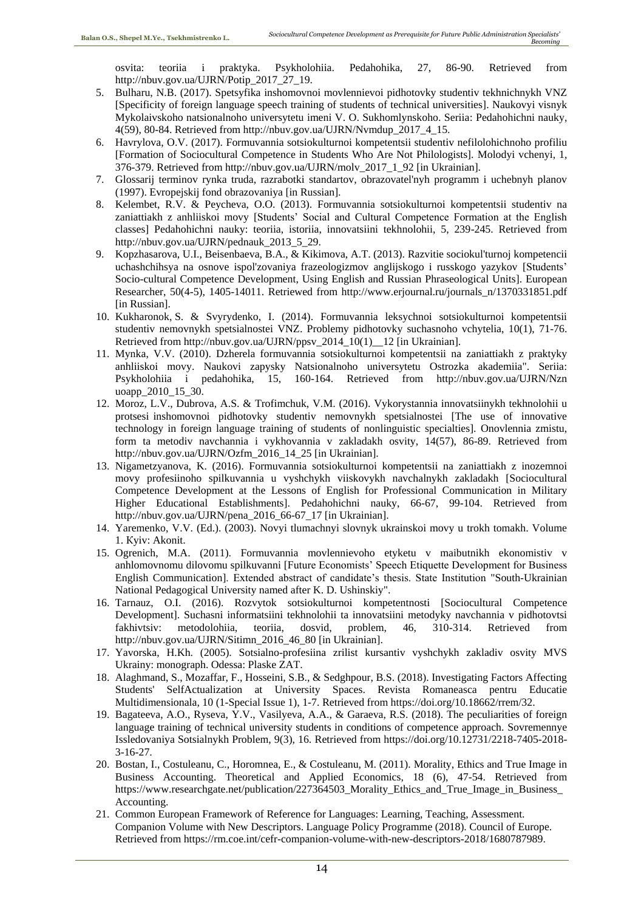osvita: teoriia i praktyka. Psykholohiia. Pedahohika, 27, 86-90. Retrieved from http://nbuv.gov.ua/UJRN/Potip_2017_27_19.

5. Bulharu, N.B. (2017). Spetsyfika inshomovnoi movlennievoi pidhotovky studentiv tekhnichnykh VNZ [Specificity of foreign language speech training of students of technical universities]. Naukovyi visnyk Mykolaivskoho natsionalnoho universytetu imeni V. O. Sukhomlynskoho. Seriia: Pedahohichni nauky, 4(59), 80-84. Retrieved from http://nbuv.gov.ua/UJRN/Nvmdup_2017_4_15.
6. Havrylova, O.V. (2017). Formuvannia sotsiokulturnoi kompetentsii studentiv nefilolohichnoho profiliu [Formation of Sociocultural Competence in Students Who Are Not Philologists]. Molodyi vchenyi, 1, 376-379. Retrieved from http://nbuv.gov.ua/UJRN/molv_2017_1_92 [in Ukrainian].
7. Glossarij terminov rynka truda, razrabotki standartov, obrazovatel'nyh programm i uchebnyh planov (1997). Evropejskij fond obrazovaniya [in Russian].
8. Kelembet, R.V. & Peycheva, O.O. (2013). Formuvannia sotsiokulturnoi kompetentsii studentiv na zaniattiakh z anhliiskoi movy [Students' Social and Cultural Competence Formation at the English classes] Pedahohichni nauky: teoriia, istoriia, innovatsiini tekhnolohii, 5, 239-245. Retrieved from http://nbuv.gov.ua/UJRN/pednauk_2013_5_29.
9. Kopzhasarova, U.I., Beisenbaeva, B.A., & Kikimova, A.T. (2013). Razvitie sociokul'turnoj kompetencii uchashchihsya na osnove ispol'zovaniya frazeologizmov anglijskogo i russkogo yazykov [Students' Socio-cultural Competence Development, Using English and Russian Phraseological Units]. European Researcher, 50(4-5), 1405-14011. Retriewed from http://www.erjournal.ru/journals_n/1370331851.pdf [in Russian].
10. Kukharonok, S. & Svyrydenko, I. (2014). Formuvannia leksychnoi sotsiokulturnoi kompetentsii studentiv nemovnykh spetsialnostei VNZ. Problemy pidhotovky suchasnoho vchytelia, 10(1), 71-76. Retrieved from http://nbuv.gov.ua/UJRN/ppsv_2014_10(1)__12 [in Ukrainian].
11. Mynka, V.V. (2010). Dzherela formuvannia sotsiokulturnoi kompetentsii na zaniattiakh z praktyky anhliiskoi movy. Naukovi zapysky Natsionalnoho universytetu Ostrozka akademiia". Seriia: Psykholohiia i pedahohika, 15, 160-164. Retrieved from http://nbuv.gov.ua/UJRN/Nznuoapp_2010_15_30.
12. Moroz, L.V., Dubrova, A.S. & Trofimchuk, V.M. (2016). Vykorystannia innovatsiinykh tekhnolohii u protsesi inshomovnoi pidhotovky studentiv nemovnykh spetsialnostei [The use of innovative technology in foreign language training of students of nonlinguistic specialties]. Onovlennia zmistu, form ta metodiv navchannia i vykhovannia v zakladakh osvity, 14(57), 86-89. Retrieved from http://nbuv.gov.ua/UJRN/Ozfm_2016_14_25 [in Ukrainian].
13. Nigametzyanova, K. (2016). Formuvannia sotsiokulturnoi kompetentsii na zaniattiakh z inozemnoi movy profesiinoho spilkuvannia u vyshchykh viiskovykh navchalnykh zakladakh [Sociocultural Competence Development at the Lessons of English for Professional Communication in Military Higher Educational Establishments]. Pedahohichni nauky, 66-67, 99-104. Retrieved from http://nbuv.gov.ua/UJRN/pena_2016_66-67_17 [in Ukrainian].
14. Yaremenko, V.V. (Ed.). (2003). Novyi tlumachnyi slovnyk ukrainskoi movy u trokh tomakh. Volume 1. Kyiv: Akonit.
15. Ogrenich, M.A. (2011). Formuvannia movlennievoho etyketu v maibutnikh ekonomistiv v anhlomovnomu dilovomu spilkuvanni [Future Economists' Speech Etiquette Development for Business English Communication]. Extended abstract of candidate's thesis. State Institution "South-Ukrainian National Pedagogical University named after K. D. Ushinskiy".
16. Tarnauz, O.I. (2016). Rozvytok sotsiokulturnoi kompetentnosti [Sociocultural Competence Development]. Suchasni informatsiini tekhnolohii ta innovatsiini metodyky navchannia v pidhotovtsi fakhivtsiv: metodolohiia, teoriia, dosvid, problem, 46, 310-314. Retrieved from http://nbuv.gov.ua/UJRN/Sitimn_2016_46_80 [in Ukrainian].
17. Yavorska, H.Kh. (2005). Sotsialno-profesiina zrilist kursantiv vyshchykh zakladiv osvity MVS Ukrainy: monograph. Odessa: Plaske ZAT.
18. Alaghmand, S., Mozaffar, F., Hosseini, S.B., & Sedghpour, B.S. (2018). Investigating Factors Affecting Students' SelfActualization at University Spaces. Revista Romaneasca pentru Educatie Multidimensionala, 10 (1-Special Issue 1), 1-7. Retrieved from https://doi.org/10.18662/rrem/32.
19. Bagateeva, A.O., Ryseva, Y.V., Vasilyeva, A.A., & Garaeva, R.S. (2018). The peculiarities of foreign language training of technical university students in conditions of competence approach. Sovremennye Issledovaniya Sotsialnykh Problem, 9(3), 16. Retrieved from https://doi.org/10.12731/2218-7405-2018-3-16-27.
20. Bostan, I., Costuleanu, C., Horomnea, E., & Costuleanu, M. (2011). Morality, Ethics and True Image in Business Accounting. Theoretical and Applied Economics, 18 (6), 47-54. Retrieved from https://www.researchgate.net/publication/227364503_Morality_Ethics_and_True_Image_in_Business_Accounting.
21. Common European Framework of Reference for Languages: Learning, Teaching, Assessment. Companion Volume with New Descriptors. Language Policy Programme (2018). Council of Europe. Retrieved from https://rm.coe.int/cefr-companion-volume-with-new-descriptors-2018/1680787989.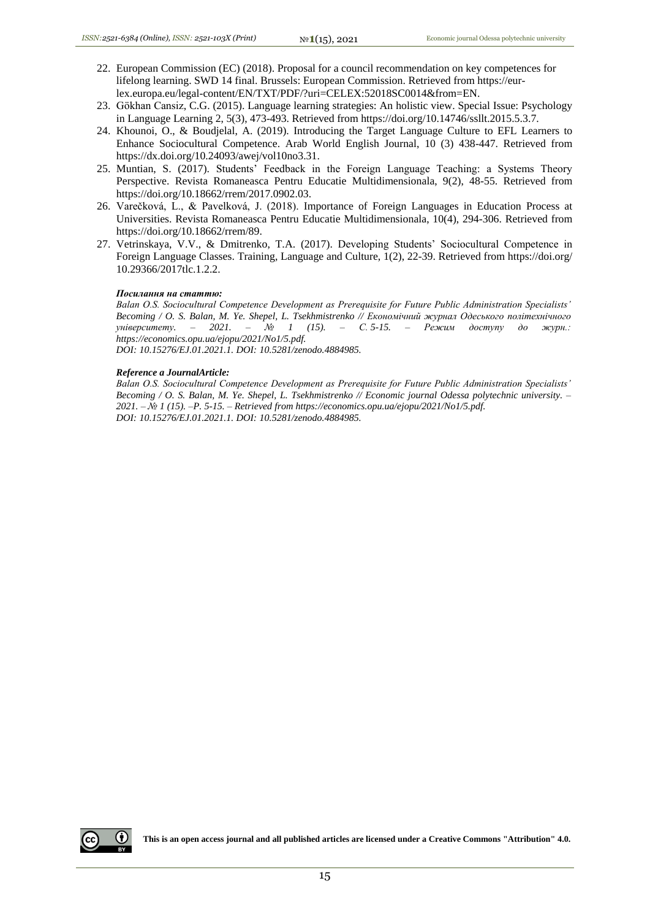22. European Commission (EC) (2018). Proposal for a council recommendation on key competences for lifelong learning. SWD 14 final. Brussels: European Commission. Retrieved from https://eur-lex.europa.eu/legal-content/EN/TXT/PDF/?uri=CELEX:52018SC0014&from=EN.
23. Gökhan Cansiz, C.G. (2015). Language learning strategies: An holistic view. Special Issue: Psychology in Language Learning 2, 5(3), 473-493. Retrieved from https://doi.org/10.14746/ssllt.2015.5.3.7.
24. Khounoi, O., & Boudjelal, A. (2019). Introducing the Target Language Culture to EFL Learners to Enhance Sociocultural Competence. Arab World English Journal, 10 (3) 438-447. Retrieved from https://dx.doi.org/10.24093/awej/vol10no3.31.
25. Muntian, S. (2017). Students' Feedback in the Foreign Language Teaching: a Systems Theory Perspective. Revista Romaneasca Pentru Educatie Multidimensionala, 9(2), 48-55. Retrieved from https://doi.org/10.18662/rrem/2017.0902.03.
26. Varečková, L., & Pavelková, J. (2018). Importance of Foreign Languages in Education Process at Universities. Revista Romaneasca Pentru Educatie Multidimensionala, 10(4), 294-306. Retrieved from https://doi.org/10.18662/rrem/89.
27. Vetrinskaya, V.V., & Dmitrenko, T.A. (2017). Developing Students' Sociocultural Competence in Foreign Language Classes. Training, Language and Culture, 1(2), 22-39. Retrieved from https://doi.org/10.29366/2017tlc.1.2.2.

***Посилання на статтю:***

*Balan O.S. Sociocultural Competence Development as Prerequisite for Future Public Administration Specialists' Becoming / O. S. Balan, M. Ye. Shepel, L. Tsekhmistrenko // Економічний журнал Одеського політехнічного університету. – 2021. – № 1 (15). – С. 5-15. – Режим доступу до журн.: https://economics.opu.ua/ejopu/2021/No1/5.pdf.*
*DOI: 10.15276/EJ.01.2021.1. DOI: 10.5281/zenodo.4884985.*

***Reference a JournalArticle:***

*Balan O.S. Sociocultural Competence Development as Prerequisite for Future Public Administration Specialists' Becoming / O. S. Balan, M. Ye. Shepel, L. Tsekhmistrenko // Economic journal Odessa polytechnic university. – 2021. – № 1 (15). –P. 5-15. – Retrieved from https://economics.opu.ua/ejopu/2021/No1/5.pdf.*
*DOI: 10.15276/EJ.01.2021.1. DOI: 10.5281/zenodo.4884985.*

**This is an open access journal and all published articles are licensed under a Creative Commons "Attribution" 4.0.**